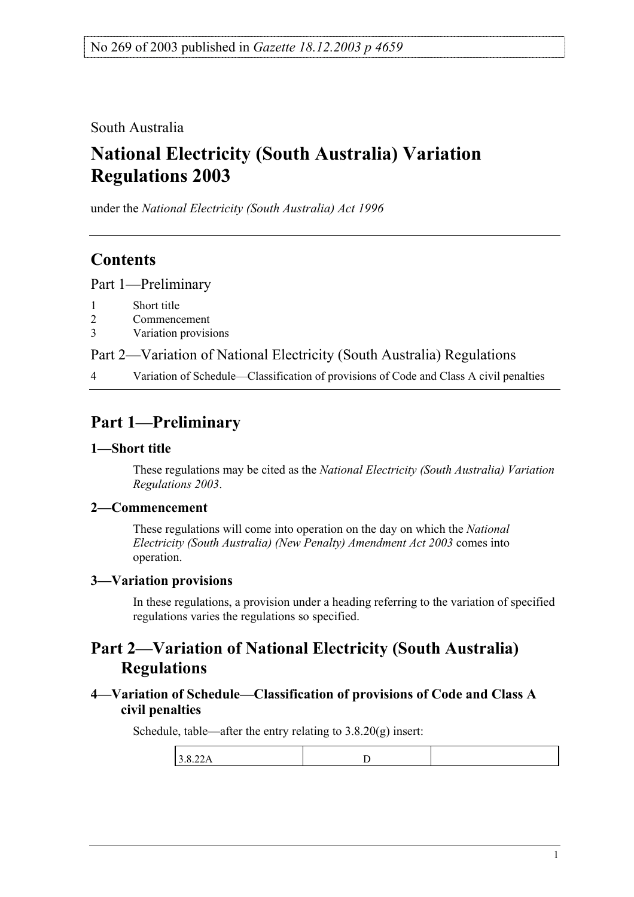No 269 of 2003 published in *Gazette 18.12.2003 p 4659*

South Australia

# National Electricity (South Australia) Variation Regulations 2003

under the *National Electricity (South Australia) Act 1996*

## Contents

Part 1—Preliminary

1 Short title
2 Commencement
3 Variation provisions

Part 2—Variation of National Electricity (South Australia) Regulations

4 Variation of Schedule—Classification of provisions of Code and Class A civil penalties

## Part 1—Preliminary

### 1—Short title

These regulations may be cited as the *National Electricity (South Australia) Variation Regulations 2003*.

### 2—Commencement

These regulations will come into operation on the day on which the *National Electricity (South Australia) (New Penalty) Amendment Act 2003* comes into operation.

### 3—Variation provisions

In these regulations, a provision under a heading referring to the variation of specified regulations varies the regulations so specified.

## Part 2—Variation of National Electricity (South Australia) Regulations

### 4—Variation of Schedule—Classification of provisions of Code and Class A civil penalties

Schedule, table—after the entry relating to 3.8.20(g) insert:

| | | |
|---|---|---|
| 3.8.22A | D | |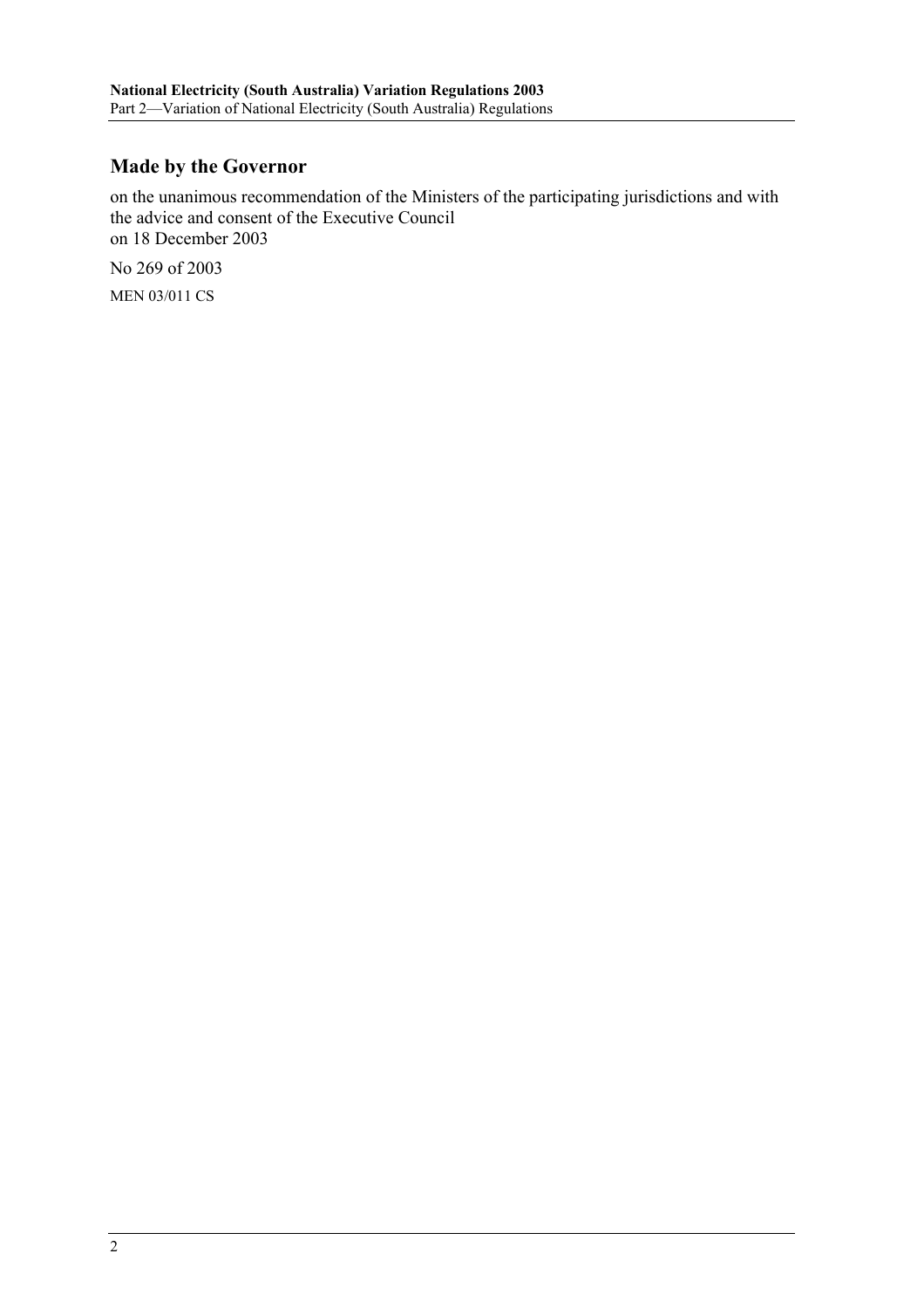## Made by the Governor

on the unanimous recommendation of the Ministers of the participating jurisdictions and with the advice and consent of the Executive Council
on 18 December 2003

No 269 of 2003

MEN 03/011 CS